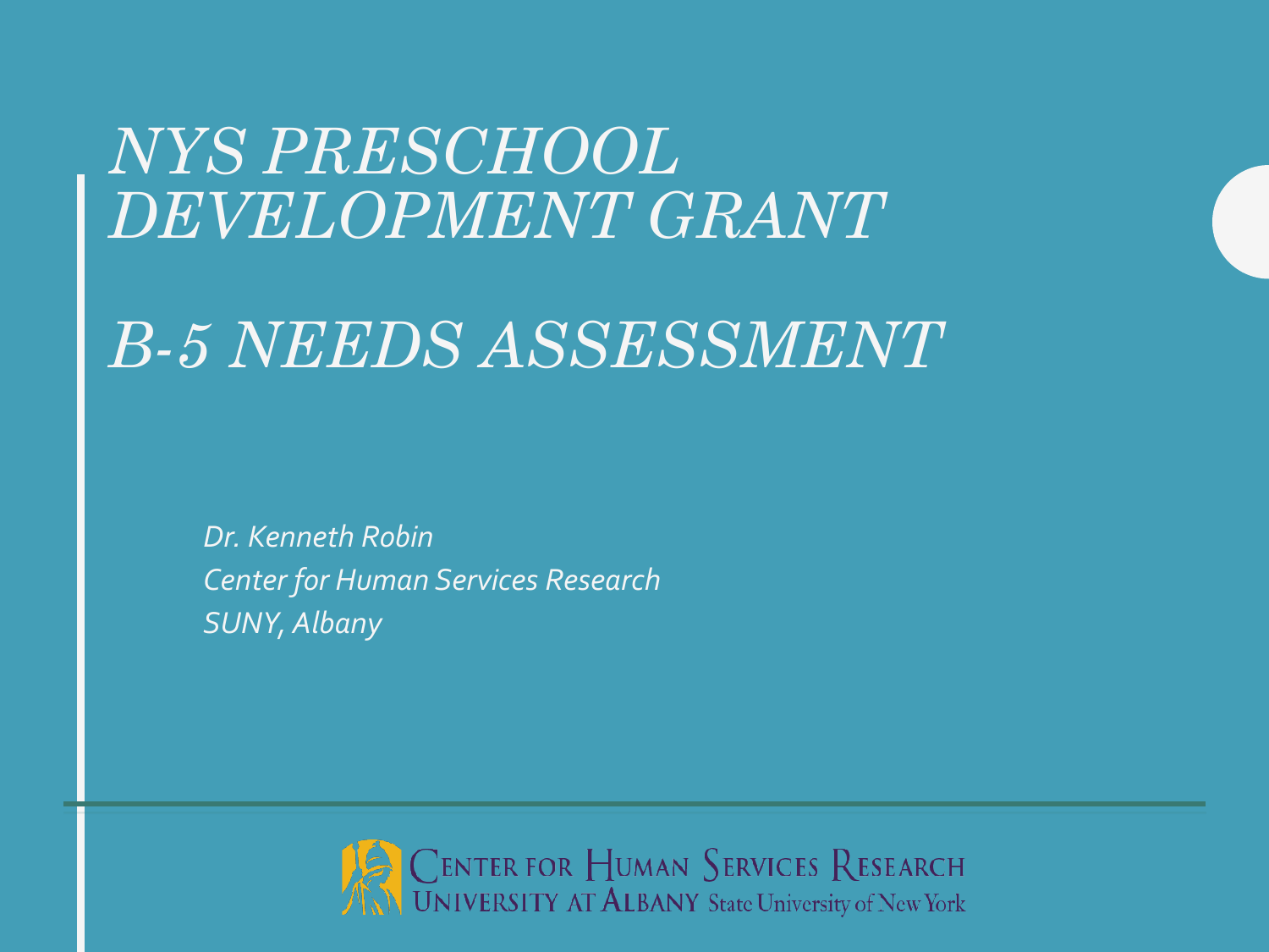# *NYS PRESCHOOL DEVELOPMENT GRANT*

# *B-5 NEEDS ASSESSMENT*

*Dr. Kenneth Robin*
*Center for Human Services Research*
*SUNY, Albany*

CENTER FOR HUMAN SERVICES RESEARCH
UNIVERSITY AT ALBANY State University of New York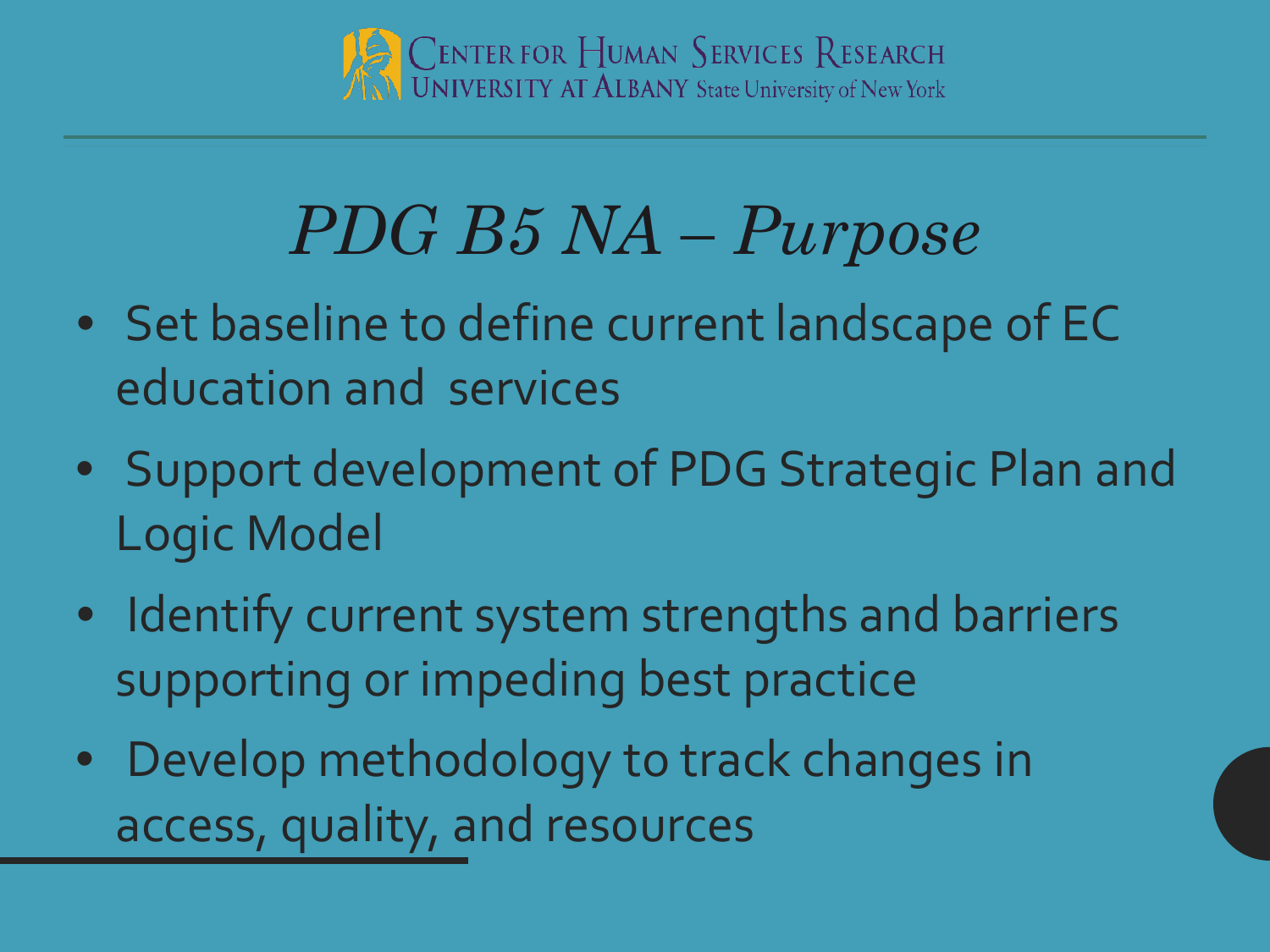# *PDG B5 NA – Purpose*

- Set baseline to define current landscape of EC education and services
- Support development of PDG Strategic Plan and Logic Model
- Identify current system strengths and barriers supporting or impeding best practice
- Develop methodology to track changes in access, quality, and resources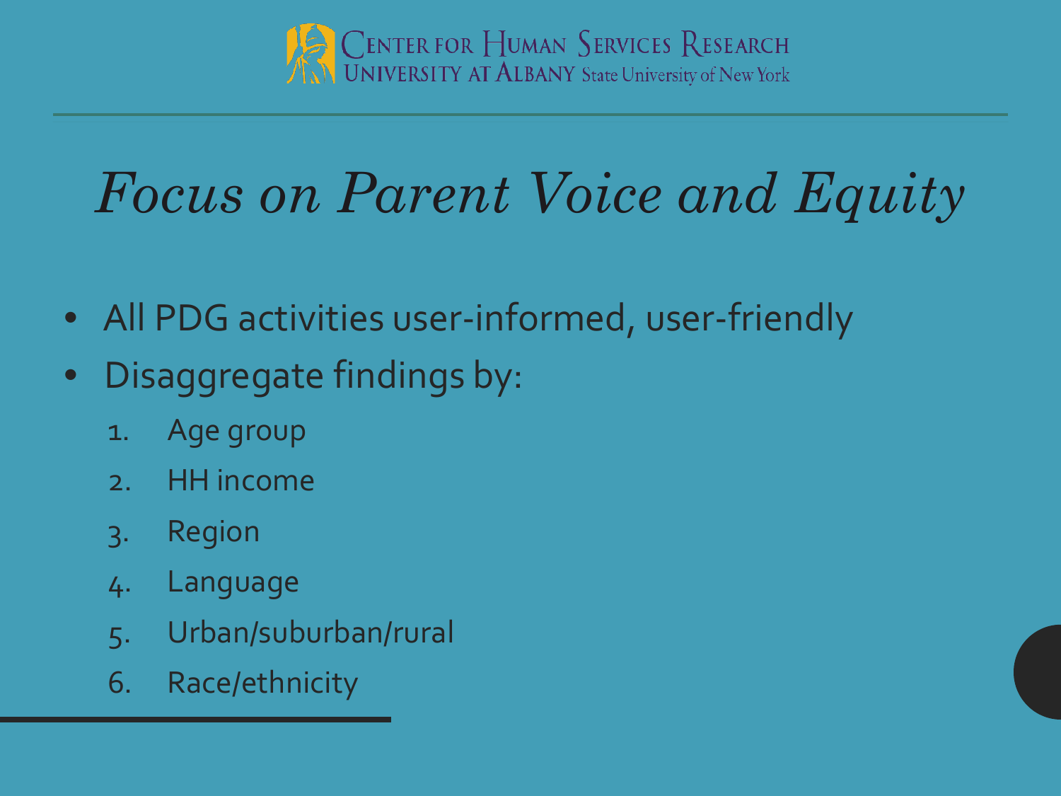# *Focus on Parent Voice and Equity*

- All PDG activities user-informed, user-friendly
- Disaggregate findings by:
  1. Age group
  2. HH income
  3. Region
  4. Language
  5. Urban/suburban/rural
  6. Race/ethnicity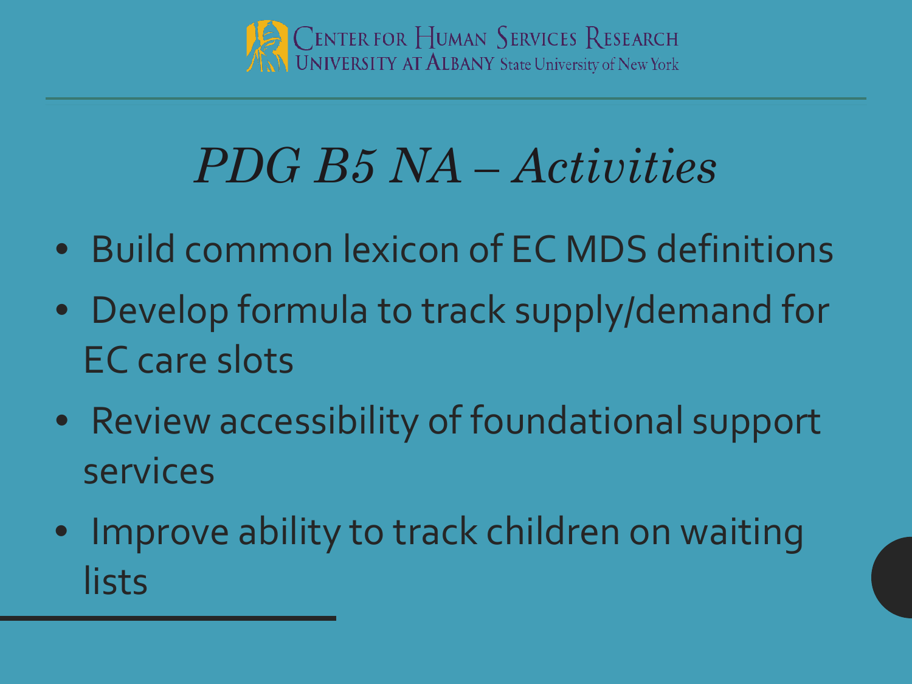# *PDG B5 NA – Activities*

- Build common lexicon of EC MDS definitions
- Develop formula to track supply/demand for EC care slots
- Review accessibility of foundational support services
- Improve ability to track children on waiting lists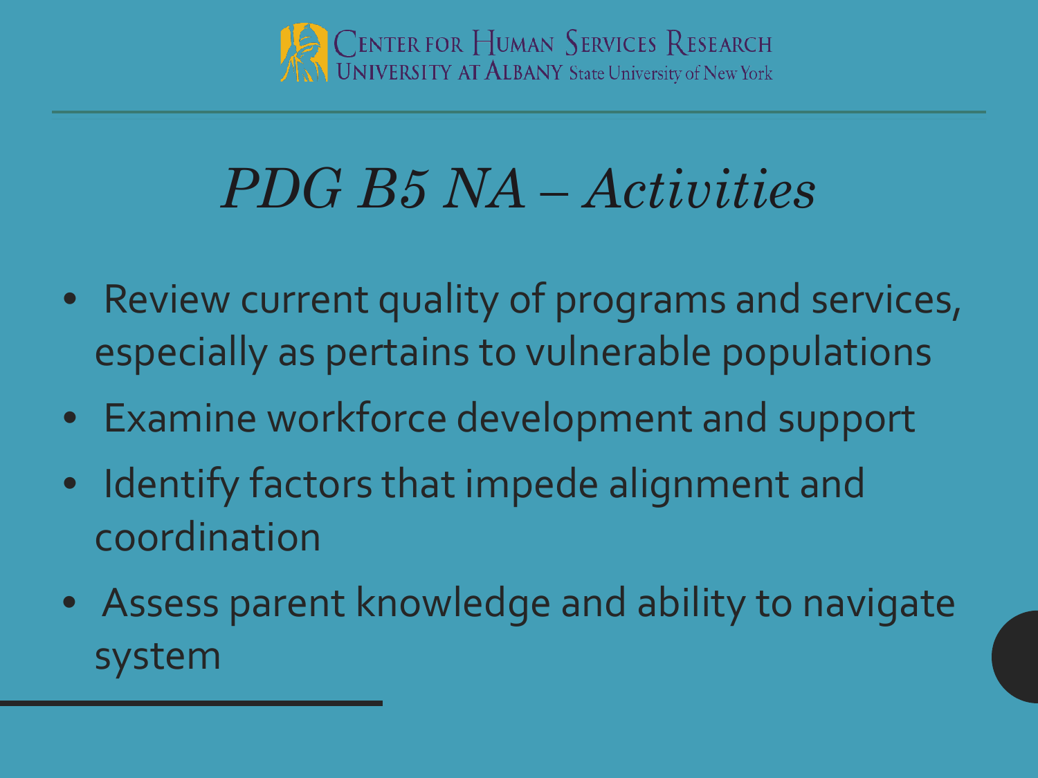# *PDG B5 NA – Activities*

- Review current quality of programs and services, especially as pertains to vulnerable populations
- Examine workforce development and support
- Identify factors that impede alignment and coordination
- Assess parent knowledge and ability to navigate system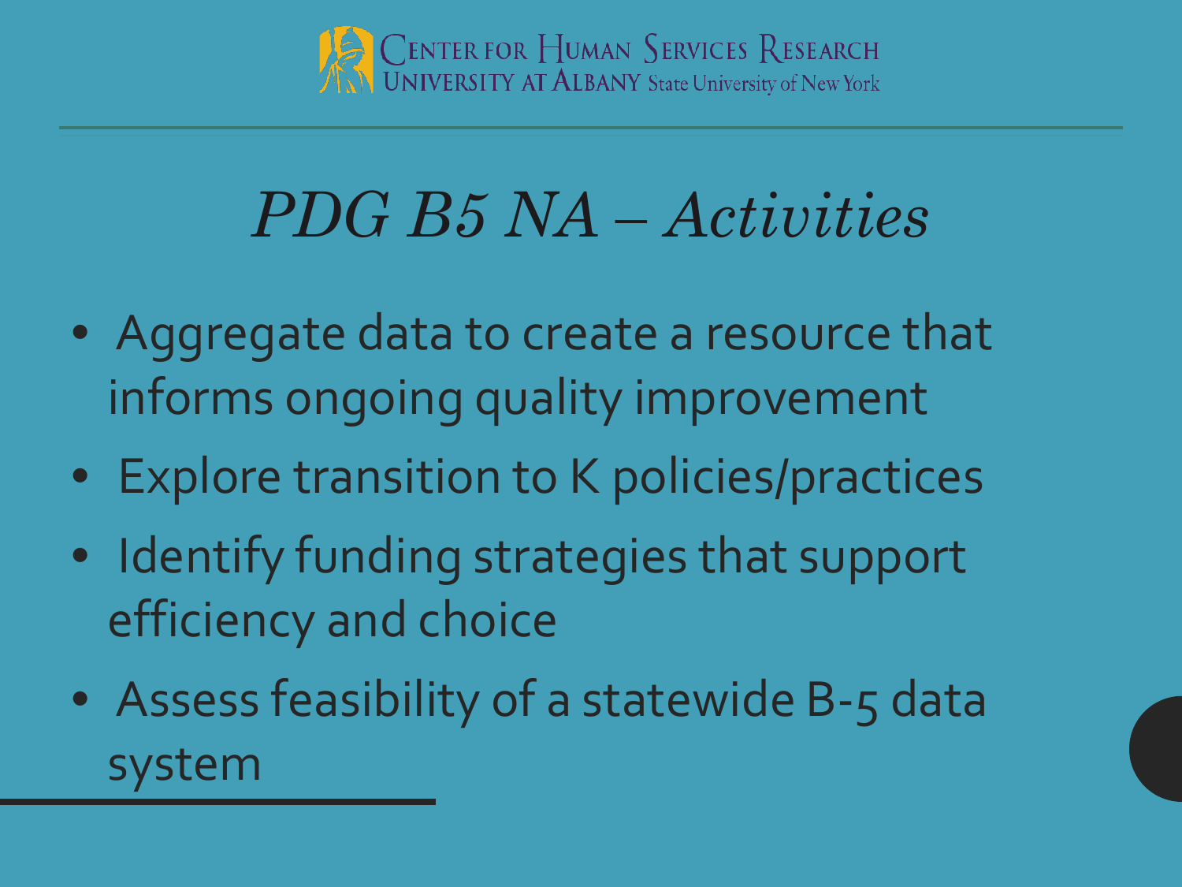# PDG B5 NA – Activities

- Aggregate data to create a resource that informs ongoing quality improvement
- Explore transition to K policies/practices
- Identify funding strategies that support efficiency and choice
- Assess feasibility of a statewide B-5 data system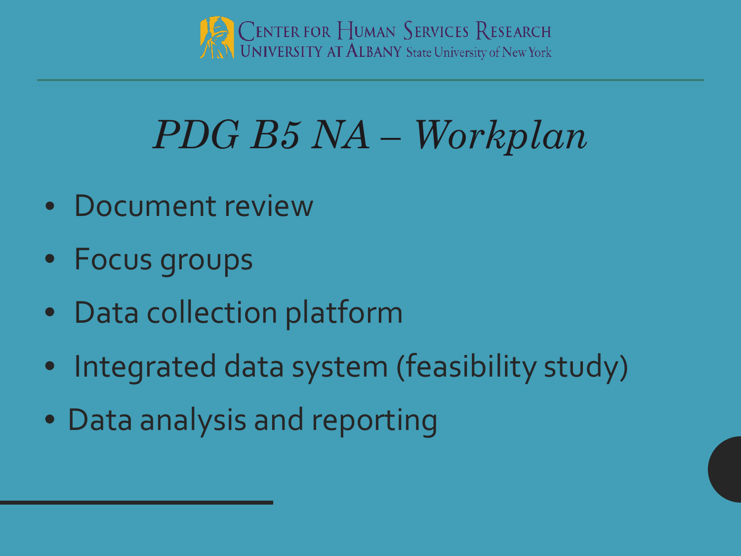# *PDG B5 NA – Workplan*

- Document review
- Focus groups
- Data collection platform
- Integrated data system (feasibility study)
- Data analysis and reporting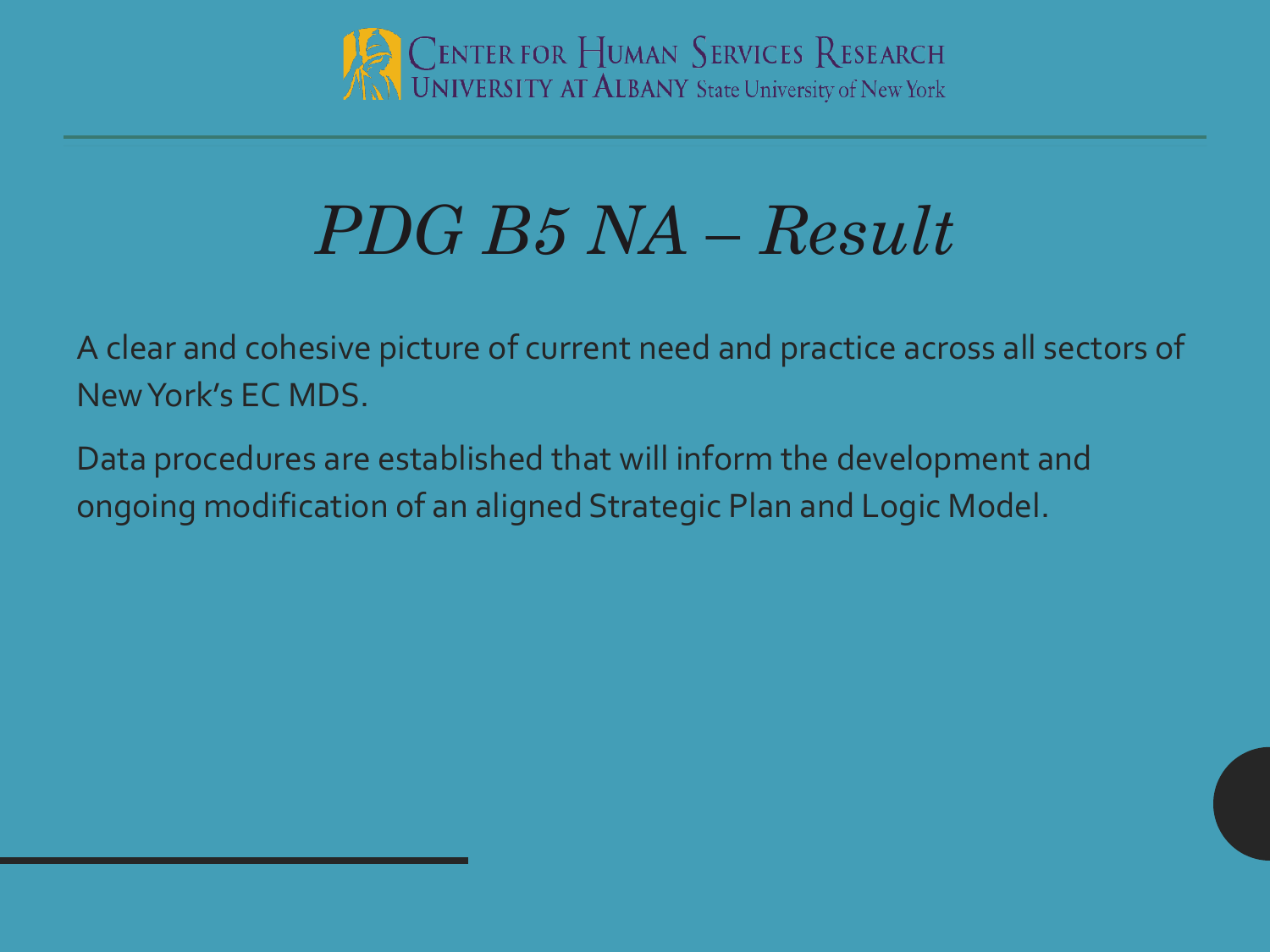# PDG B5 NA – Result

A clear and cohesive picture of current need and practice across all sectors of New York's EC MDS.

Data procedures are established that will inform the development and ongoing modification of an aligned Strategic Plan and Logic Model.